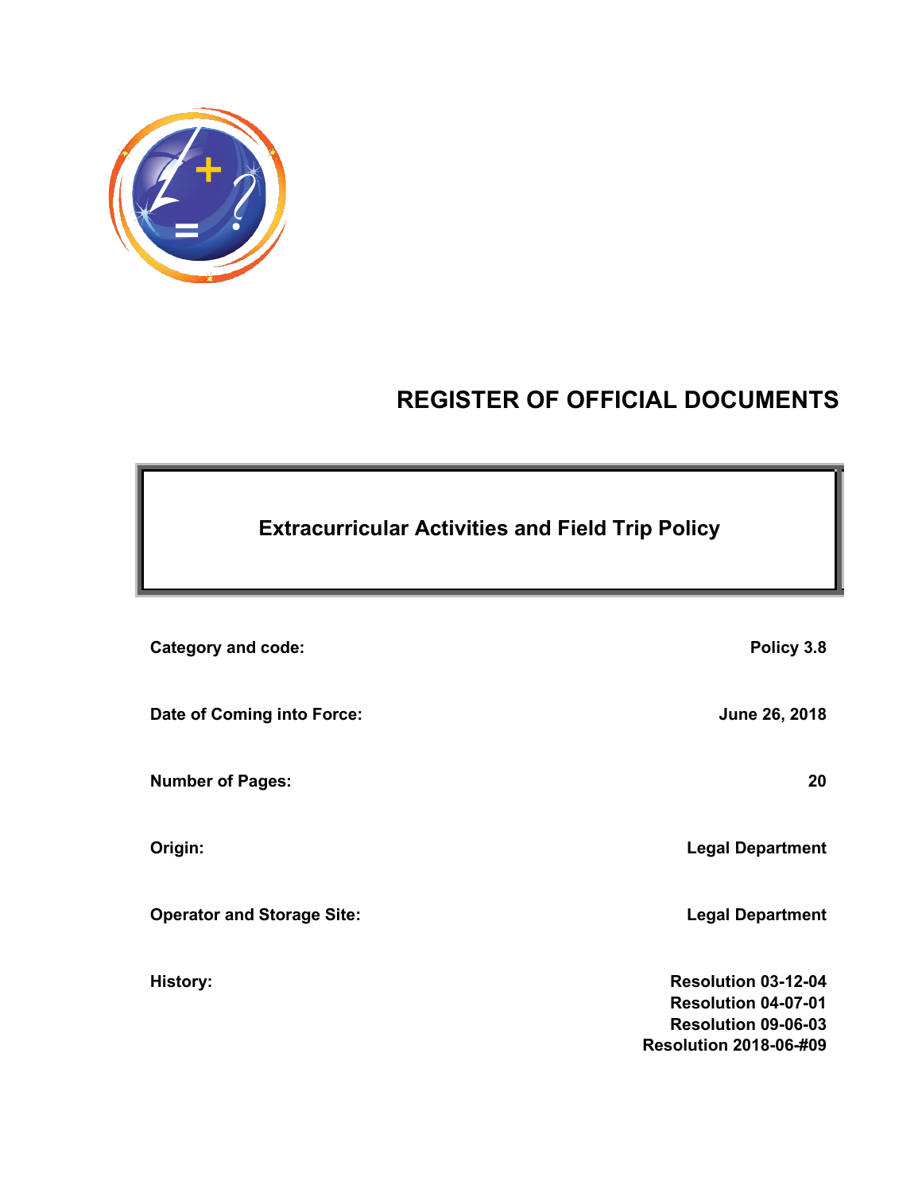# REGISTER OF OFFICIAL DOCUMENTS

## Extracurricular Activities and Field Trip Policy

| | |
|---|---|
| **Category and code:** | **Policy 3.8** |
| **Date of Coming into Force:** | **June 26, 2018** |
| **Number of Pages:** | **20** |
| **Origin:** | **Legal Department** |
| **Operator and Storage Site:** | **Legal Department** |
| **History:** | **Resolution 03-12-04**<br>**Resolution 04-07-01**<br>**Resolution 09-06-03**<br>**Resolution 2018-06-#09** |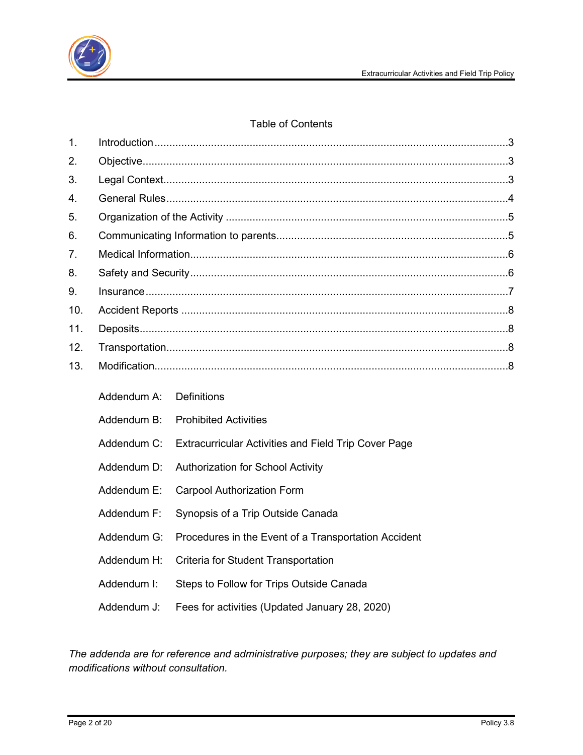## Table of Contents

| | | |
|---|---|---|
| 1. | Introduction | 3 |
| 2. | Objective | 3 |
| 3. | Legal Context | 3 |
| 4. | General Rules | 4 |
| 5. | Organization of the Activity | 5 |
| 6. | Communicating Information to parents | 5 |
| 7. | Medical Information | 6 |
| 8. | Safety and Security | 6 |
| 9. | Insurance | 7 |
| 10. | Accident Reports | 8 |
| 11. | Deposits | 8 |
| 12. | Transportation | 8 |
| 13. | Modification | 8 |

| | |
|---|---|
| Addendum A: | Definitions |
| Addendum B: | Prohibited Activities |
| Addendum C: | Extracurricular Activities and Field Trip Cover Page |
| Addendum D: | Authorization for School Activity |
| Addendum E: | Carpool Authorization Form |
| Addendum F: | Synopsis of a Trip Outside Canada |
| Addendum G: | Procedures in the Event of a Transportation Accident |
| Addendum H: | Criteria for Student Transportation |
| Addendum I: | Steps to Follow for Trips Outside Canada |
| Addendum J: | Fees for activities (Updated January 28, 2020) |

*The addenda are for reference and administrative purposes; they are subject to updates and modifications without consultation.*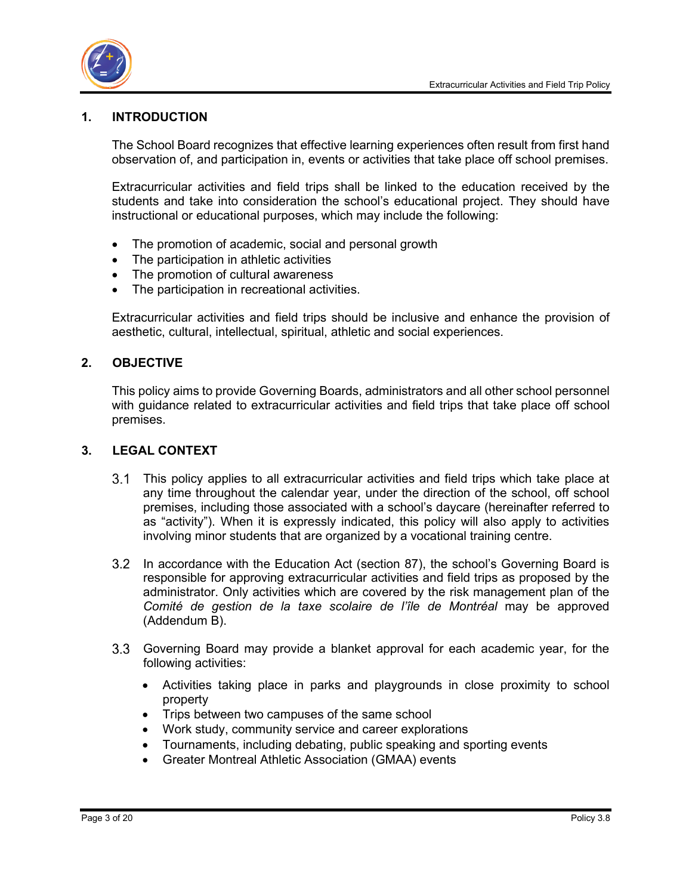## 1. INTRODUCTION

The School Board recognizes that effective learning experiences often result from first hand observation of, and participation in, events or activities that take place off school premises.

Extracurricular activities and field trips shall be linked to the education received by the students and take into consideration the school's educational project. They should have instructional or educational purposes, which may include the following:

- The promotion of academic, social and personal growth
- The participation in athletic activities
- The promotion of cultural awareness
- The participation in recreational activities.

Extracurricular activities and field trips should be inclusive and enhance the provision of aesthetic, cultural, intellectual, spiritual, athletic and social experiences.

## 2. OBJECTIVE

This policy aims to provide Governing Boards, administrators and all other school personnel with guidance related to extracurricular activities and field trips that take place off school premises.

## 3. LEGAL CONTEXT

3.1 This policy applies to all extracurricular activities and field trips which take place at any time throughout the calendar year, under the direction of the school, off school premises, including those associated with a school's daycare (hereinafter referred to as "activity"). When it is expressly indicated, this policy will also apply to activities involving minor students that are organized by a vocational training centre.

3.2 In accordance with the Education Act (section 87), the school's Governing Board is responsible for approving extracurricular activities and field trips as proposed by the administrator. Only activities which are covered by the risk management plan of the *Comité de gestion de la taxe scolaire de l'île de Montréal* may be approved (Addendum B).

3.3 Governing Board may provide a blanket approval for each academic year, for the following activities:

- Activities taking place in parks and playgrounds in close proximity to school property
- Trips between two campuses of the same school
- Work study, community service and career explorations
- Tournaments, including debating, public speaking and sporting events
- Greater Montreal Athletic Association (GMAA) events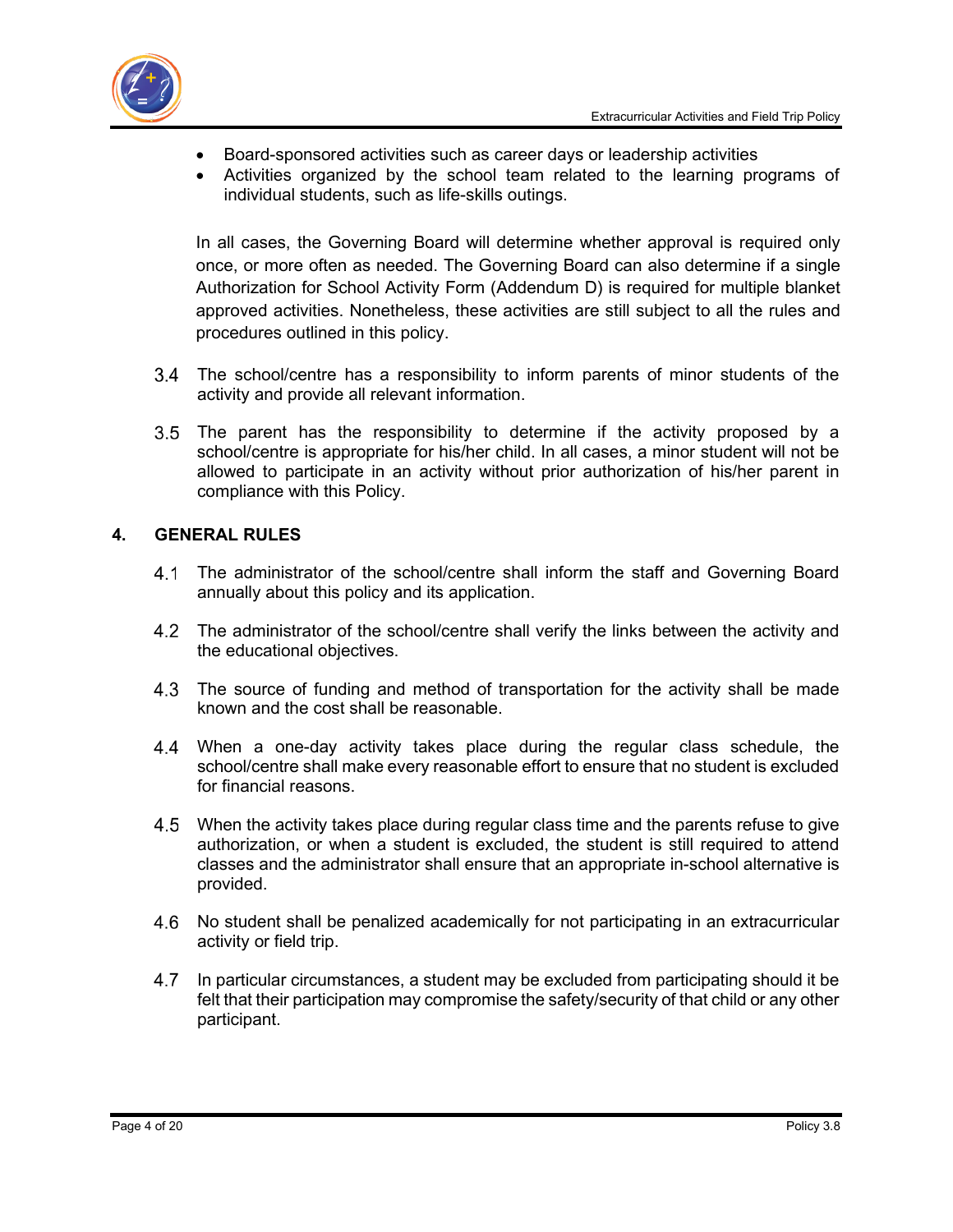- Board-sponsored activities such as career days or leadership activities
- Activities organized by the school team related to the learning programs of individual students, such as life-skills outings.

In all cases, the Governing Board will determine whether approval is required only once, or more often as needed. The Governing Board can also determine if a single Authorization for School Activity Form (Addendum D) is required for multiple blanket approved activities. Nonetheless, these activities are still subject to all the rules and procedures outlined in this policy.

3.4 The school/centre has a responsibility to inform parents of minor students of the activity and provide all relevant information.

3.5 The parent has the responsibility to determine if the activity proposed by a school/centre is appropriate for his/her child. In all cases, a minor student will not be allowed to participate in an activity without prior authorization of his/her parent in compliance with this Policy.

## 4. GENERAL RULES

4.1 The administrator of the school/centre shall inform the staff and Governing Board annually about this policy and its application.

4.2 The administrator of the school/centre shall verify the links between the activity and the educational objectives.

4.3 The source of funding and method of transportation for the activity shall be made known and the cost shall be reasonable.

4.4 When a one-day activity takes place during the regular class schedule, the school/centre shall make every reasonable effort to ensure that no student is excluded for financial reasons.

4.5 When the activity takes place during regular class time and the parents refuse to give authorization, or when a student is excluded, the student is still required to attend classes and the administrator shall ensure that an appropriate in-school alternative is provided.

4.6 No student shall be penalized academically for not participating in an extracurricular activity or field trip.

4.7 In particular circumstances, a student may be excluded from participating should it be felt that their participation may compromise the safety/security of that child or any other participant.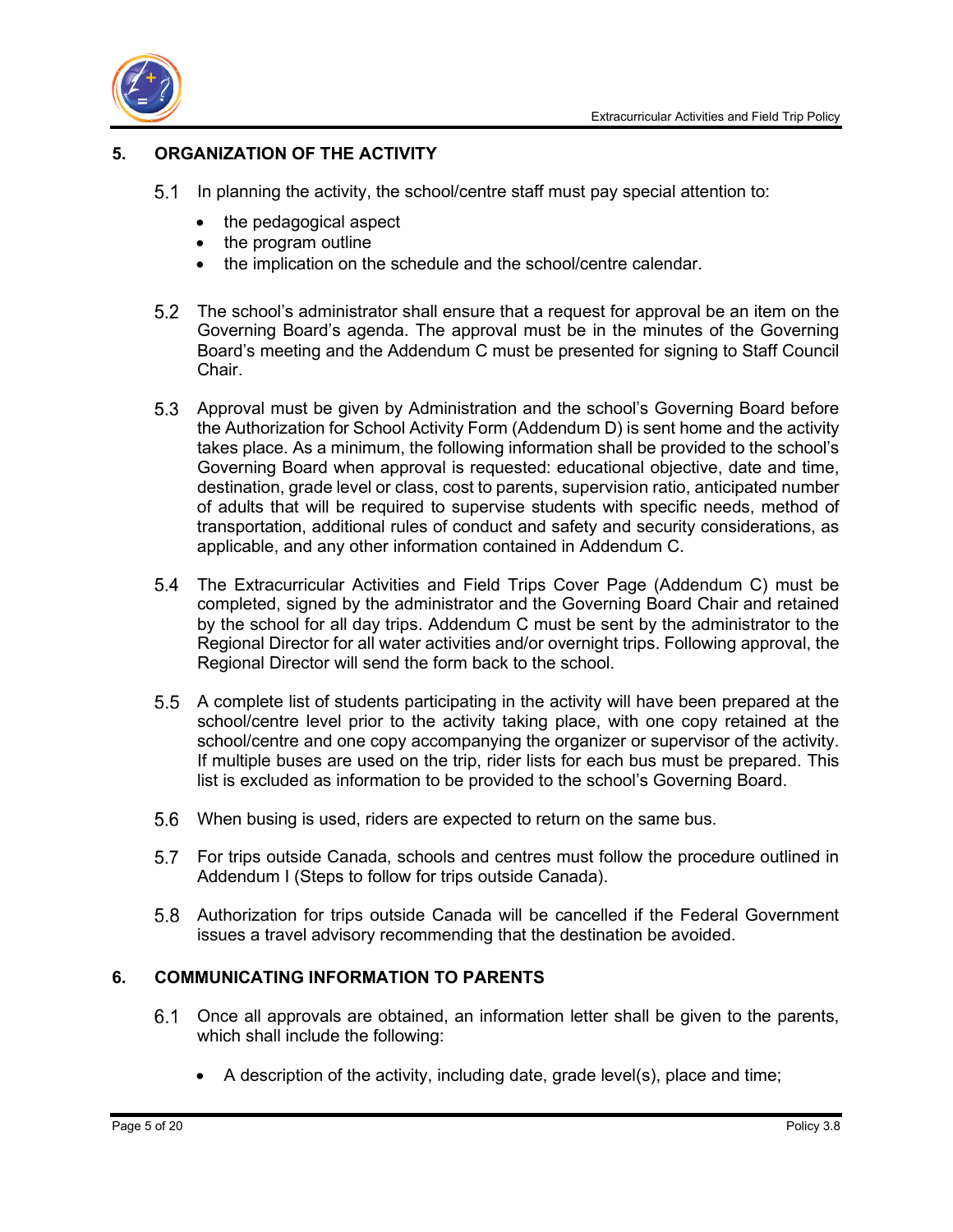## 5. ORGANIZATION OF THE ACTIVITY

5.1 In planning the activity, the school/centre staff must pay special attention to:

- the pedagogical aspect
- the program outline
- the implication on the schedule and the school/centre calendar.

5.2 The school's administrator shall ensure that a request for approval be an item on the Governing Board's agenda. The approval must be in the minutes of the Governing Board's meeting and the Addendum C must be presented for signing to Staff Council Chair.

5.3 Approval must be given by Administration and the school's Governing Board before the Authorization for School Activity Form (Addendum D) is sent home and the activity takes place. As a minimum, the following information shall be provided to the school's Governing Board when approval is requested: educational objective, date and time, destination, grade level or class, cost to parents, supervision ratio, anticipated number of adults that will be required to supervise students with specific needs, method of transportation, additional rules of conduct and safety and security considerations, as applicable, and any other information contained in Addendum C.

5.4 The Extracurricular Activities and Field Trips Cover Page (Addendum C) must be completed, signed by the administrator and the Governing Board Chair and retained by the school for all day trips. Addendum C must be sent by the administrator to the Regional Director for all water activities and/or overnight trips. Following approval, the Regional Director will send the form back to the school.

5.5 A complete list of students participating in the activity will have been prepared at the school/centre level prior to the activity taking place, with one copy retained at the school/centre and one copy accompanying the organizer or supervisor of the activity. If multiple buses are used on the trip, rider lists for each bus must be prepared. This list is excluded as information to be provided to the school's Governing Board.

5.6 When busing is used, riders are expected to return on the same bus.

5.7 For trips outside Canada, schools and centres must follow the procedure outlined in Addendum I (Steps to follow for trips outside Canada).

5.8 Authorization for trips outside Canada will be cancelled if the Federal Government issues a travel advisory recommending that the destination be avoided.

## 6. COMMUNICATING INFORMATION TO PARENTS

6.1 Once all approvals are obtained, an information letter shall be given to the parents, which shall include the following:

- A description of the activity, including date, grade level(s), place and time;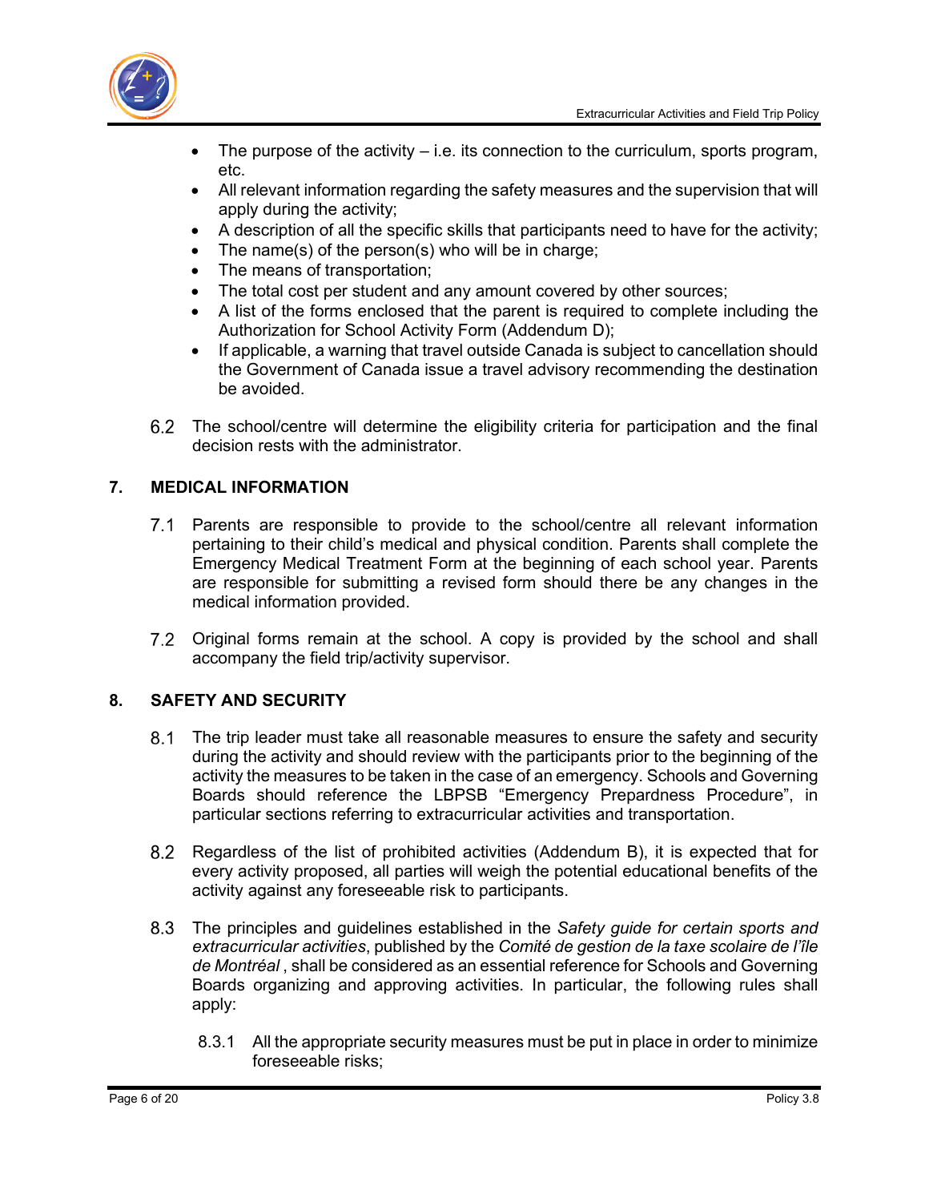- The purpose of the activity – i.e. its connection to the curriculum, sports program, etc.
- All relevant information regarding the safety measures and the supervision that will apply during the activity;
- A description of all the specific skills that participants need to have for the activity;
- The name(s) of the person(s) who will be in charge;
- The means of transportation;
- The total cost per student and any amount covered by other sources;
- A list of the forms enclosed that the parent is required to complete including the Authorization for School Activity Form (Addendum D);
- If applicable, a warning that travel outside Canada is subject to cancellation should the Government of Canada issue a travel advisory recommending the destination be avoided.

6.2 The school/centre will determine the eligibility criteria for participation and the final decision rests with the administrator.

## 7. MEDICAL INFORMATION

7.1 Parents are responsible to provide to the school/centre all relevant information pertaining to their child's medical and physical condition. Parents shall complete the Emergency Medical Treatment Form at the beginning of each school year. Parents are responsible for submitting a revised form should there be any changes in the medical information provided.

7.2 Original forms remain at the school. A copy is provided by the school and shall accompany the field trip/activity supervisor.

## 8. SAFETY AND SECURITY

8.1 The trip leader must take all reasonable measures to ensure the safety and security during the activity and should review with the participants prior to the beginning of the activity the measures to be taken in the case of an emergency. Schools and Governing Boards should reference the LBPSB "Emergency Prepardness Procedure", in particular sections referring to extracurricular activities and transportation.

8.2 Regardless of the list of prohibited activities (Addendum B), it is expected that for every activity proposed, all parties will weigh the potential educational benefits of the activity against any foreseeable risk to participants.

8.3 The principles and guidelines established in the *Safety guide for certain sports and extracurricular activities*, published by the *Comité de gestion de la taxe scolaire de l'île de Montréal* , shall be considered as an essential reference for Schools and Governing Boards organizing and approving activities. In particular, the following rules shall apply:

8.3.1 All the appropriate security measures must be put in place in order to minimize foreseeable risks;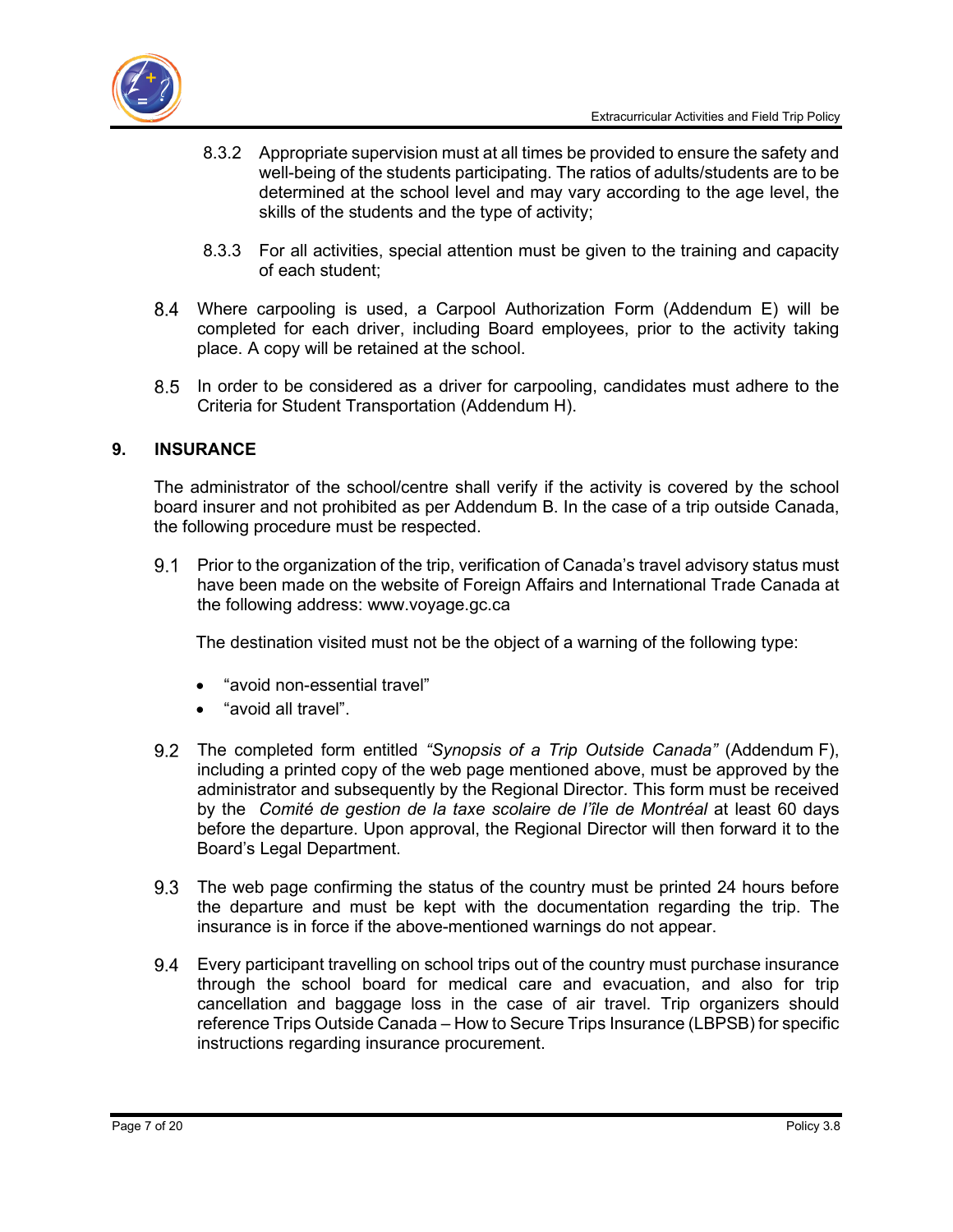8.3.2 Appropriate supervision must at all times be provided to ensure the safety and well-being of the students participating. The ratios of adults/students are to be determined at the school level and may vary according to the age level, the skills of the students and the type of activity;

8.3.3 For all activities, special attention must be given to the training and capacity of each student;

8.4 Where carpooling is used, a Carpool Authorization Form (Addendum E) will be completed for each driver, including Board employees, prior to the activity taking place. A copy will be retained at the school.

8.5 In order to be considered as a driver for carpooling, candidates must adhere to the Criteria for Student Transportation (Addendum H).

## 9. INSURANCE

The administrator of the school/centre shall verify if the activity is covered by the school board insurer and not prohibited as per Addendum B. In the case of a trip outside Canada, the following procedure must be respected.

9.1 Prior to the organization of the trip, verification of Canada's travel advisory status must have been made on the website of Foreign Affairs and International Trade Canada at the following address: www.voyage.gc.ca

The destination visited must not be the object of a warning of the following type:

- "avoid non-essential travel"
- "avoid all travel".

9.2 The completed form entitled *"Synopsis of a Trip Outside Canada"* (Addendum F), including a printed copy of the web page mentioned above, must be approved by the administrator and subsequently by the Regional Director. This form must be received by the *Comité de gestion de la taxe scolaire de l'île de Montréal* at least 60 days before the departure. Upon approval, the Regional Director will then forward it to the Board's Legal Department.

9.3 The web page confirming the status of the country must be printed 24 hours before the departure and must be kept with the documentation regarding the trip. The insurance is in force if the above-mentioned warnings do not appear.

9.4 Every participant travelling on school trips out of the country must purchase insurance through the school board for medical care and evacuation, and also for trip cancellation and baggage loss in the case of air travel. Trip organizers should reference Trips Outside Canada – How to Secure Trips Insurance (LBPSB) for specific instructions regarding insurance procurement.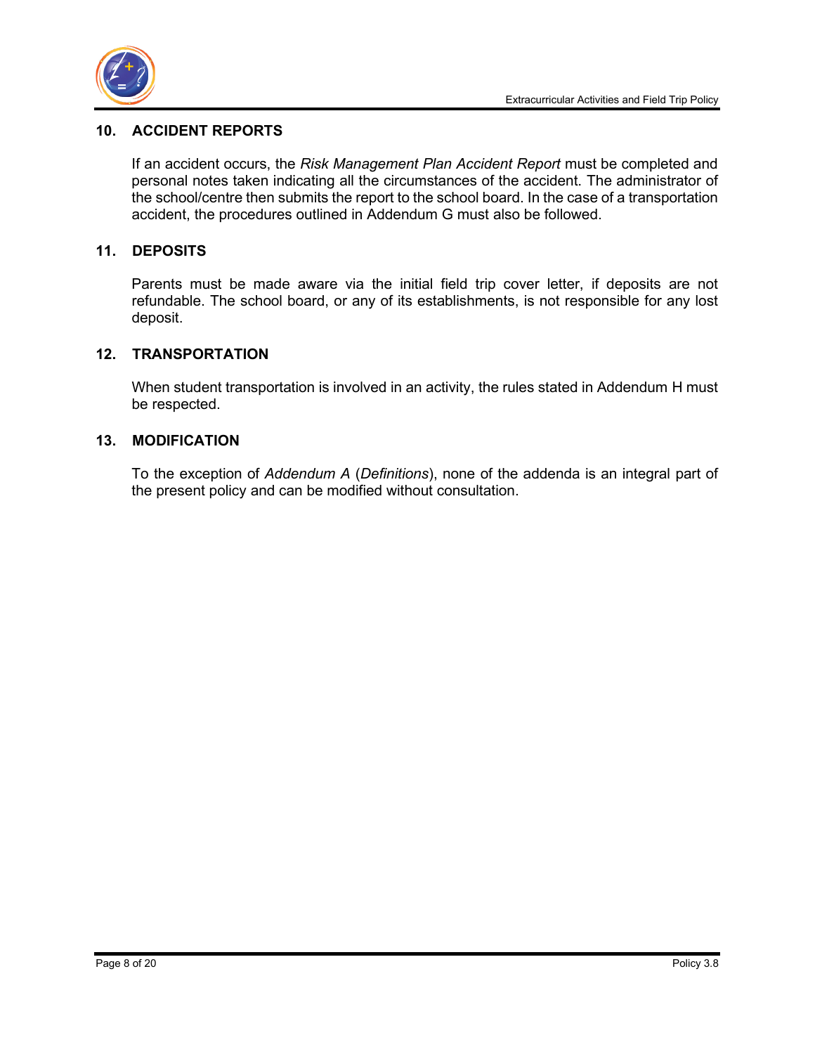## 10. ACCIDENT REPORTS

If an accident occurs, the *Risk Management Plan Accident Report* must be completed and personal notes taken indicating all the circumstances of the accident. The administrator of the school/centre then submits the report to the school board. In the case of a transportation accident, the procedures outlined in Addendum G must also be followed.

## 11. DEPOSITS

Parents must be made aware via the initial field trip cover letter, if deposits are not refundable. The school board, or any of its establishments, is not responsible for any lost deposit.

## 12. TRANSPORTATION

When student transportation is involved in an activity, the rules stated in Addendum H must be respected.

## 13. MODIFICATION

To the exception of *Addendum A* (*Definitions*), none of the addenda is an integral part of the present policy and can be modified without consultation.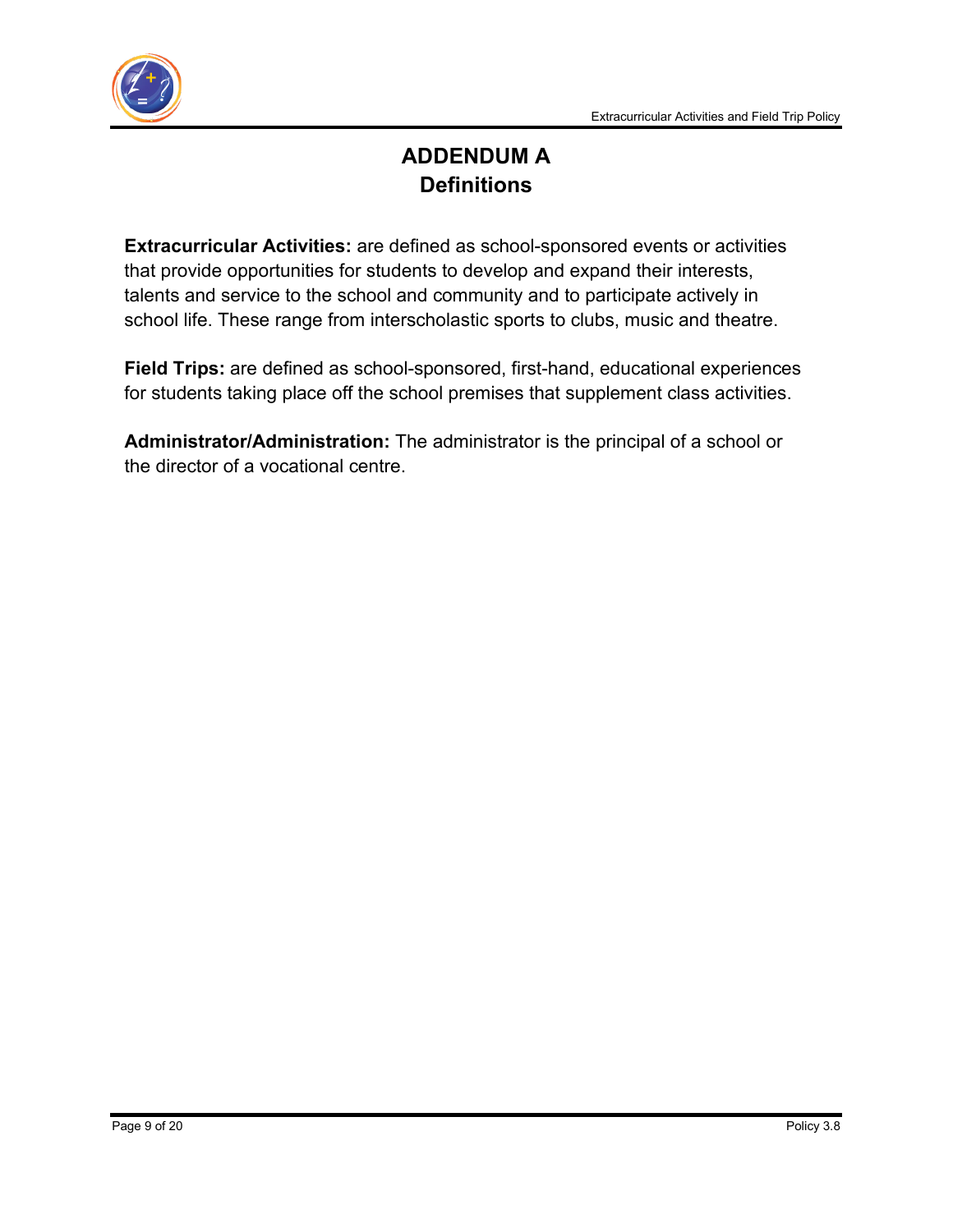# ADDENDUM A
## Definitions

**Extracurricular Activities:** are defined as school-sponsored events or activities that provide opportunities for students to develop and expand their interests, talents and service to the school and community and to participate actively in school life. These range from interscholastic sports to clubs, music and theatre.

**Field Trips:** are defined as school-sponsored, first-hand, educational experiences for students taking place off the school premises that supplement class activities.

**Administrator/Administration:** The administrator is the principal of a school or the director of a vocational centre.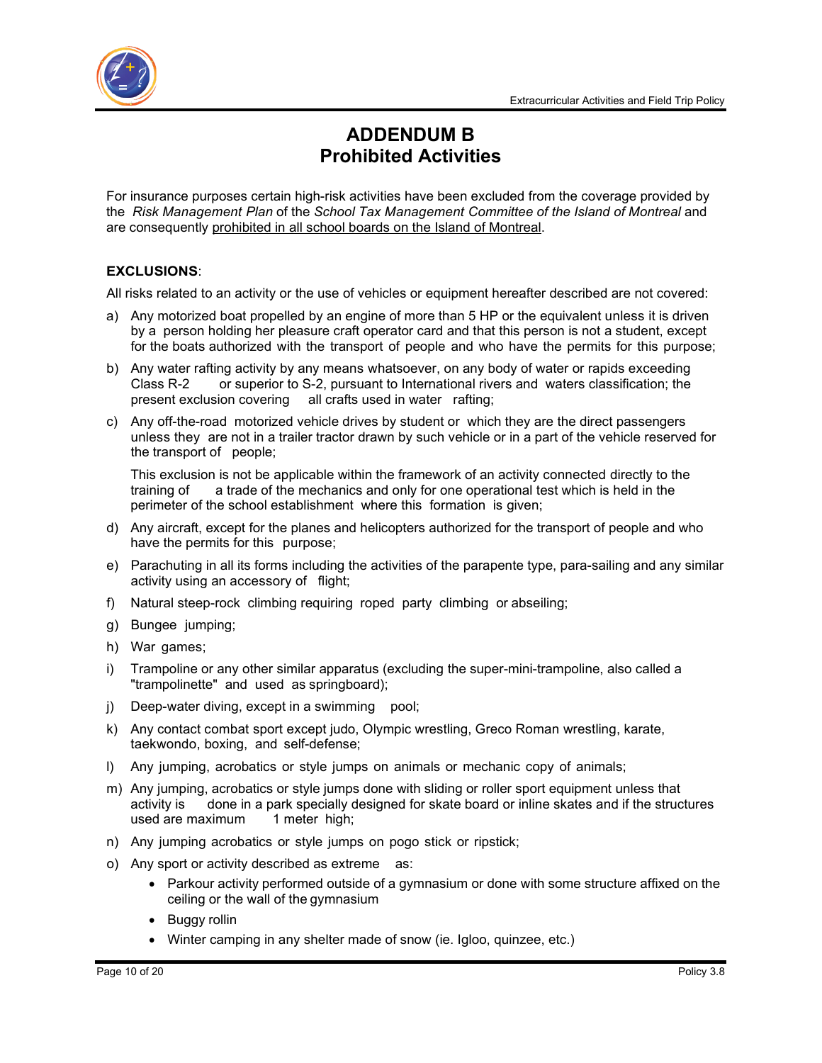# ADDENDUM B
# Prohibited Activities

For insurance purposes certain high-risk activities have been excluded from the coverage provided by the *Risk Management Plan* of the *School Tax Management Committee of the Island of Montreal* and are consequently prohibited in all school boards on the Island of Montreal.

**EXCLUSIONS**:

All risks related to an activity or the use of vehicles or equipment hereafter described are not covered:

a) Any motorized boat propelled by an engine of more than 5 HP or the equivalent unless it is driven by a person holding her pleasure craft operator card and that this person is not a student, except for the boats authorized with the transport of people and who have the permits for this purpose;

b) Any water rafting activity by any means whatsoever, on any body of water or rapids exceeding Class R-2 or superior to S-2, pursuant to International rivers and waters classification; the present exclusion covering all crafts used in water rafting;

c) Any off-the-road motorized vehicle drives by student or which they are the direct passengers unless they are not in a trailer tractor drawn by such vehicle or in a part of the vehicle reserved for the transport of people;

   This exclusion is not be applicable within the framework of an activity connected directly to the training of a trade of the mechanics and only for one operational test which is held in the perimeter of the school establishment where this formation is given;

d) Any aircraft, except for the planes and helicopters authorized for the transport of people and who have the permits for this purpose;

e) Parachuting in all its forms including the activities of the parapente type, para-sailing and any similar activity using an accessory of flight;

f) Natural steep-rock climbing requiring roped party climbing or abseiling;

g) Bungee jumping;

h) War games;

i) Trampoline or any other similar apparatus (excluding the super-mini-trampoline, also called a "trampolinette" and used as springboard);

j) Deep-water diving, except in a swimming pool;

k) Any contact combat sport except judo, Olympic wrestling, Greco Roman wrestling, karate, taekwondo, boxing, and self-defense;

l) Any jumping, acrobatics or style jumps on animals or mechanic copy of animals;

m) Any jumping, acrobatics or style jumps done with sliding or roller sport equipment unless that activity is done in a park specially designed for skate board or inline skates and if the structures used are maximum 1 meter high;

n) Any jumping acrobatics or style jumps on pogo stick or ripstick;

o) Any sport or activity described as extreme as:
   - Parkour activity performed outside of a gymnasium or done with some structure affixed on the ceiling or the wall of the gymnasium
   - Buggy rollin
   - Winter camping in any shelter made of snow (ie. Igloo, quinzee, etc.)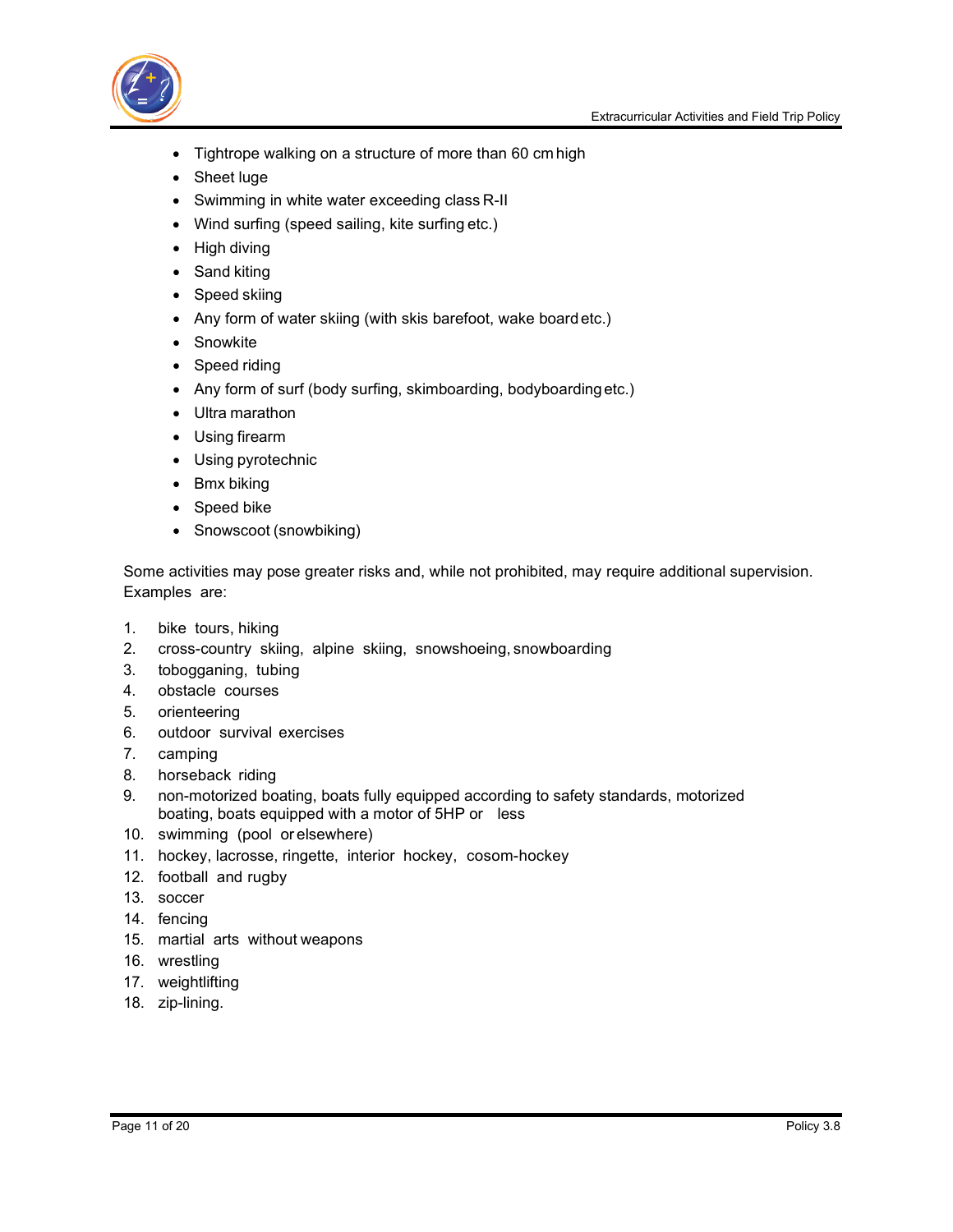- Tightrope walking on a structure of more than 60 cm high
- Sheet luge
- Swimming in white water exceeding class R-II
- Wind surfing (speed sailing, kite surfing etc.)
- High diving
- Sand kiting
- Speed skiing
- Any form of water skiing (with skis barefoot, wake board etc.)
- Snowkite
- Speed riding
- Any form of surf (body surfing, skimboarding, bodyboarding etc.)
- Ultra marathon
- Using firearm
- Using pyrotechnic
- Bmx biking
- Speed bike
- Snowscoot (snowbiking)

Some activities may pose greater risks and, while not prohibited, may require additional supervision. Examples are:

1. bike tours, hiking
2. cross-country skiing, alpine skiing, snowshoeing, snowboarding
3. tobogganing, tubing
4. obstacle courses
5. orienteering
6. outdoor survival exercises
7. camping
8. horseback riding
9. non-motorized boating, boats fully equipped according to safety standards, motorized boating, boats equipped with a motor of 5HP or less
10. swimming (pool or elsewhere)
11. hockey, lacrosse, ringette, interior hockey, cosom-hockey
12. football and rugby
13. soccer
14. fencing
15. martial arts without weapons
16. wrestling
17. weightlifting
18. zip-lining.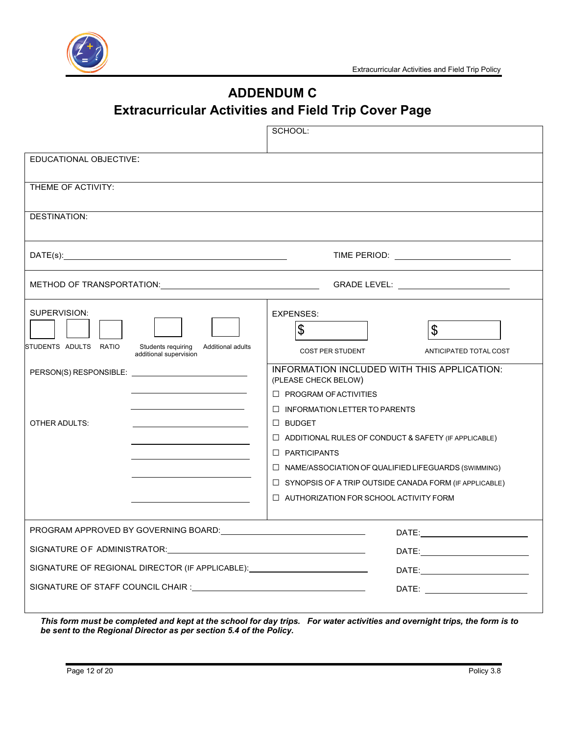# ADDENDUM C

## Extracurricular Activities and Field Trip Cover Page

SCHOOL:

EDUCATIONAL OBJECTIVE:

THEME OF ACTIVITY:

DESTINATION:

DATE(s): ______________________ TIME PERIOD: ______________________

METHOD OF TRANSPORTATION: ______________________ GRADE LEVEL: ______________________

SUPERVISION:

| STUDENTS | ADULTS | RATIO | Students requiring additional supervision | Additional adults |
|---|---|---|---|---|
| | | | | |

PERSON(S) RESPONSIBLE: ______________________

______________________

______________________

OTHER ADULTS: ______________________

______________________

______________________

______________________

______________________

EXPENSES:

| COST PER STUDENT | ANTICIPATED TOTAL COST |
|---|---|
| $ | $ |

INFORMATION INCLUDED WITH THIS APPLICATION:
(PLEASE CHECK BELOW)

- ☐ PROGRAM OF ACTIVITIES
- ☐ INFORMATION LETTER TO PARENTS
- ☐ BUDGET
- ☐ ADDITIONAL RULES OF CONDUCT & SAFETY (IF APPLICABLE)
- ☐ PARTICIPANTS
- ☐ NAME/ASSOCIATION OF QUALIFIED LIFEGUARDS (SWIMMING)
- ☐ SYNOPSIS OF A TRIP OUTSIDE CANADA FORM (IF APPLICABLE)
- ☐ AUTHORIZATION FOR SCHOOL ACTIVITY FORM

PROGRAM APPROVED BY GOVERNING BOARD: ______________________ DATE: ______________________

SIGNATURE OF ADMINISTRATOR: ______________________ DATE: ______________________

SIGNATURE OF REGIONAL DIRECTOR (IF APPLICABLE): ______________________ DATE: ______________________

SIGNATURE OF STAFF COUNCIL CHAIR : ______________________ DATE: ______________________

***This form must be completed and kept at the school for day trips. For water activities and overnight trips, the form is to be sent to the Regional Director as per section 5.4 of the Policy.***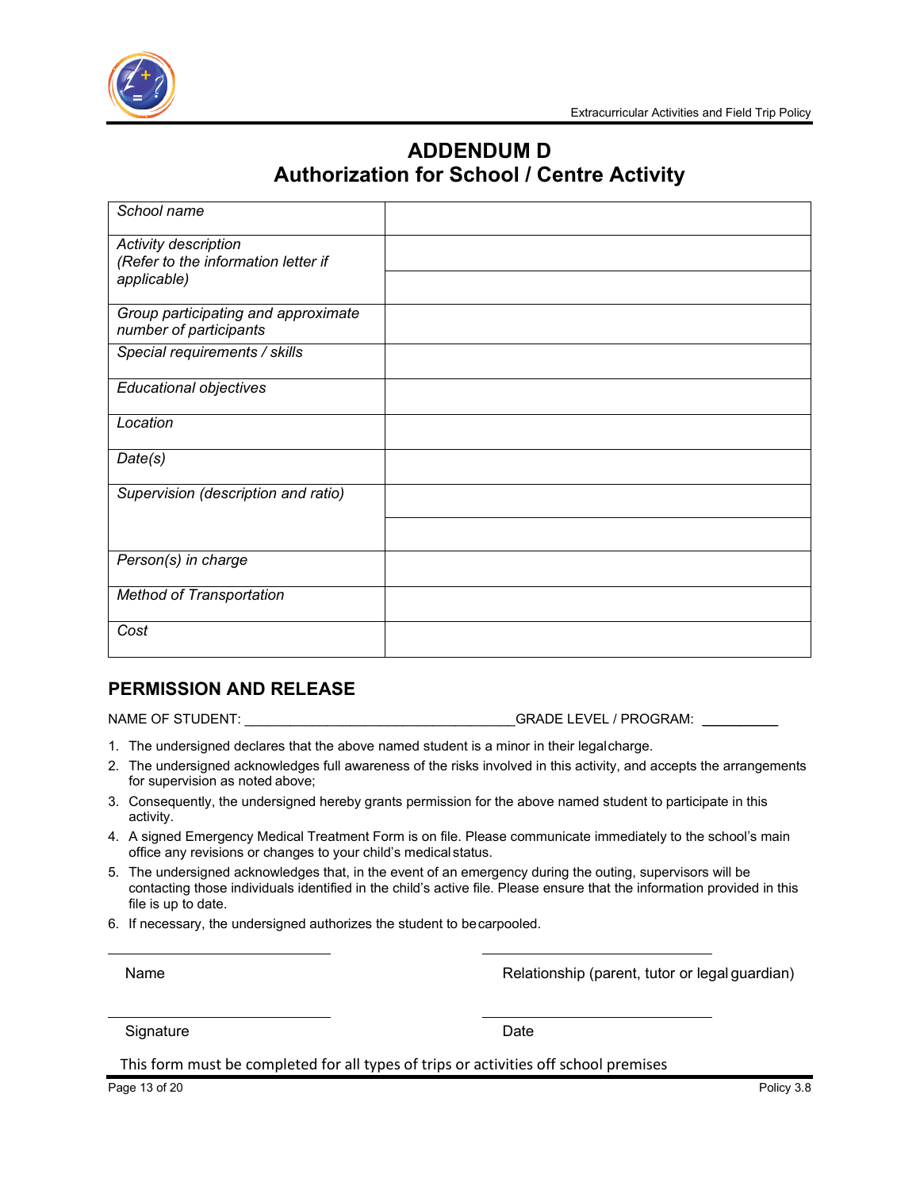# ADDENDUM D
# Authorization for School / Centre Activity

| | |
|---|---|
| *School name* | |
| *Activity description (Refer to the information letter if applicable)* | |
| *Group participating and approximate number of participants* | |
| *Special requirements / skills* | |
| *Educational objectives* | |
| *Location* | |
| *Date(s)* | |
| *Supervision (description and ratio)* | |
| *Person(s) in charge* | |
| *Method of Transportation* | |
| *Cost* | |

## PERMISSION AND RELEASE

NAME OF STUDENT: ___________________________________ GRADE LEVEL / PROGRAM: __________

1. The undersigned declares that the above named student is a minor in their legal charge.
2. The undersigned acknowledges full awareness of the risks involved in this activity, and accepts the arrangements for supervision as noted above;
3. Consequently, the undersigned hereby grants permission for the above named student to participate in this activity.
4. A signed Emergency Medical Treatment Form is on file. Please communicate immediately to the school's main office any revisions or changes to your child's medical status.
5. The undersigned acknowledges that, in the event of an emergency during the outing, supervisors will be contacting those individuals identified in the child's active file. Please ensure that the information provided in this file is up to date.
6. If necessary, the undersigned authorizes the student to be carpooled.

_____________________________ _____________________________

Name Relationship (parent, tutor or legal guardian)

_____________________________ _____________________________

Signature Date

This form must be completed for all types of trips or activities off school premises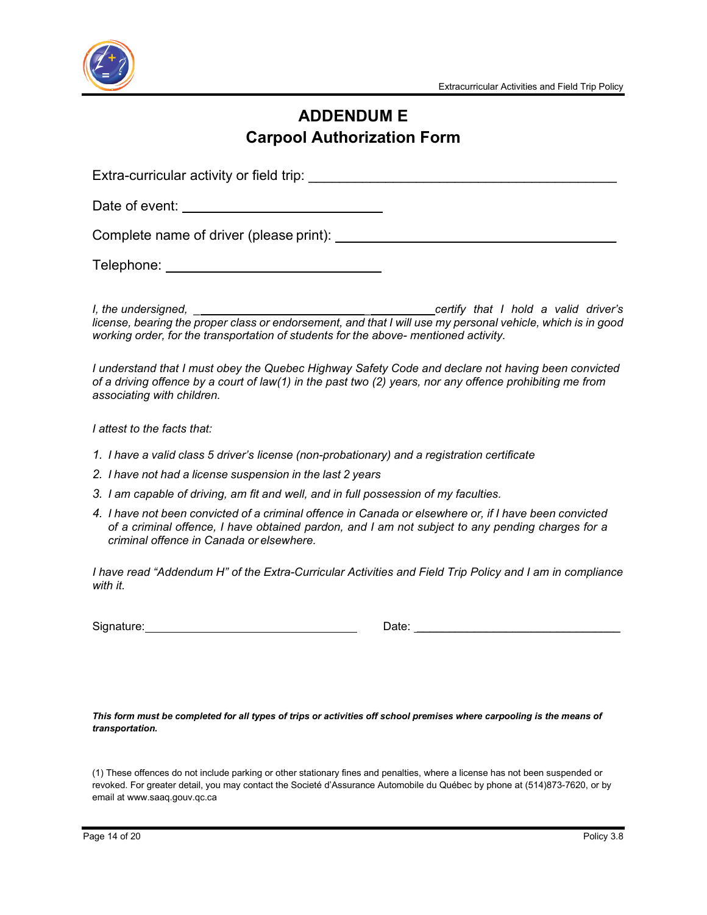# ADDENDUM E
## Carpool Authorization Form

Extra-curricular activity or field trip: ________________________________________

Date of event: ____________________________

Complete name of driver (please print): ________________________________________

Telephone: ______________________________

*I, the undersigned, ________________________________ certify that I hold a valid driver's license, bearing the proper class or endorsement, and that I will use my personal vehicle, which is in good working order, for the transportation of students for the above- mentioned activity.*

*I understand that I must obey the Quebec Highway Safety Code and declare not having been convicted of a driving offence by a court of law(1) in the past two (2) years, nor any offence prohibiting me from associating with children.*

*I attest to the facts that:*

1. *I have a valid class 5 driver's license (non-probationary) and a registration certificate*
2. *I have not had a license suspension in the last 2 years*
3. *I am capable of driving, am fit and well, and in full possession of my faculties.*
4. *I have not been convicted of a criminal offence in Canada or elsewhere or, if I have been convicted of a criminal offence, I have obtained pardon, and I am not subject to any pending charges for a criminal offence in Canada or elsewhere.*

*I have read "Addendum H" of the Extra-Curricular Activities and Field Trip Policy and I am in compliance with it.*

Signature: ______________________________ Date: ______________________________

***This form must be completed for all types of trips or activities off school premises where carpooling is the means of transportation.***

(1) These offences do not include parking or other stationary fines and penalties, where a license has not been suspended or revoked. For greater detail, you may contact the Societé d'Assurance Automobile du Québec by phone at (514)873-7620, or by email at www.saaq.gouv.qc.ca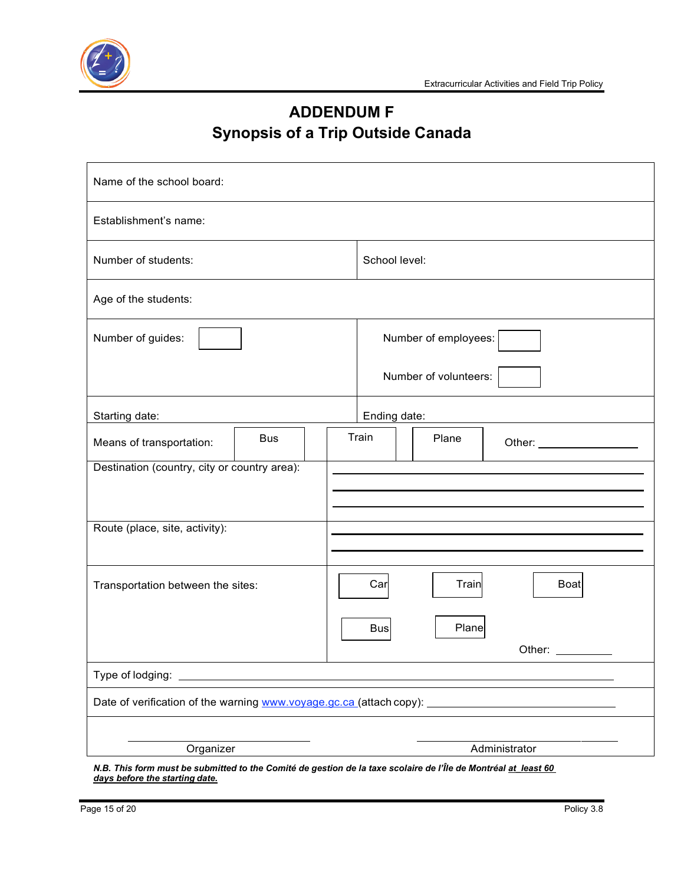# ADDENDUM F

## Synopsis of a Trip Outside Canada

| | | | |
|---|---|---|---|
| Name of the school board: | | | |
| Establishment's name: | | | |
| Number of students: | | School level: | |
| Age of the students: | | | |
| Number of guides: ☐ | | Number of employees: ☐<br>Number of volunteers: ☐ | |
| Starting date: | | Ending date: | |
| Means of transportation: | ☐ Bus ☐ Train ☐ Plane | Other: ____________ | |
| Destination (country, city or country area): | ____________<br>____________<br>____________ | | |
| Route (place, site, activity): | ____________<br>____________ | | |
| Transportation between the sites: | ☐ Car ☐ Train ☐ Boat<br>☐ Bus ☐ Plane<br>Other: ________ | | |
| Type of lodging: ____________ | | | |
| Date of verification of the warning www.voyage.gc.ca (attach copy): ____________ | | | |
| ____________<br>Organizer | | ____________<br>Administrator | |

***N.B. This form must be submitted to the Comité de gestion de la taxe scolaire de l'Île de Montréal <u>at least 60 days before the starting date.</u>***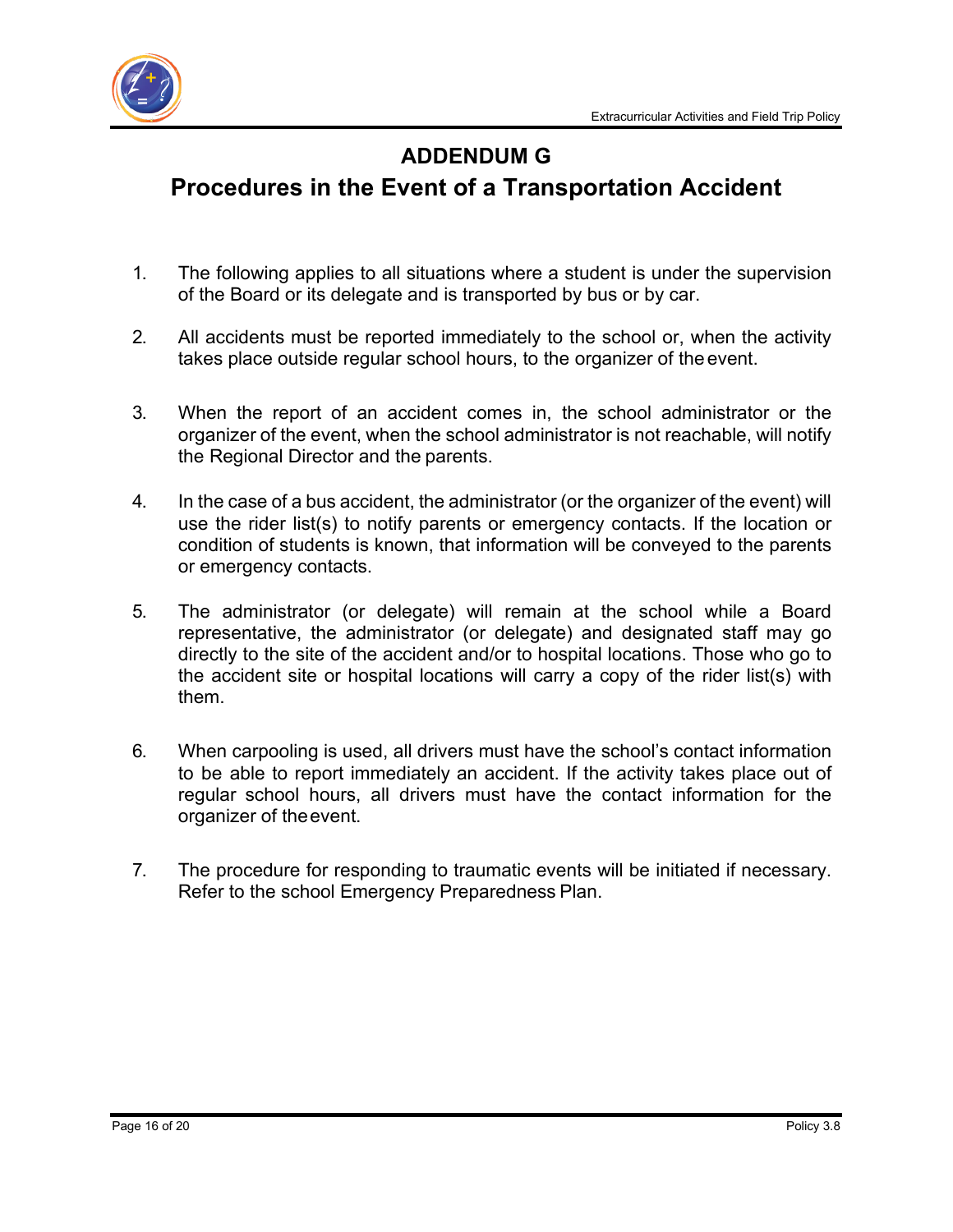# ADDENDUM G

## Procedures in the Event of a Transportation Accident

1. The following applies to all situations where a student is under the supervision of the Board or its delegate and is transported by bus or by car.

2. All accidents must be reported immediately to the school or, when the activity takes place outside regular school hours, to the organizer of the event.

3. When the report of an accident comes in, the school administrator or the organizer of the event, when the school administrator is not reachable, will notify the Regional Director and the parents.

4. In the case of a bus accident, the administrator (or the organizer of the event) will use the rider list(s) to notify parents or emergency contacts. If the location or condition of students is known, that information will be conveyed to the parents or emergency contacts.

5. The administrator (or delegate) will remain at the school while a Board representative, the administrator (or delegate) and designated staff may go directly to the site of the accident and/or to hospital locations. Those who go to the accident site or hospital locations will carry a copy of the rider list(s) with them.

6. When carpooling is used, all drivers must have the school's contact information to be able to report immediately an accident. If the activity takes place out of regular school hours, all drivers must have the contact information for the organizer of the event.

7. The procedure for responding to traumatic events will be initiated if necessary. Refer to the school Emergency Preparedness Plan.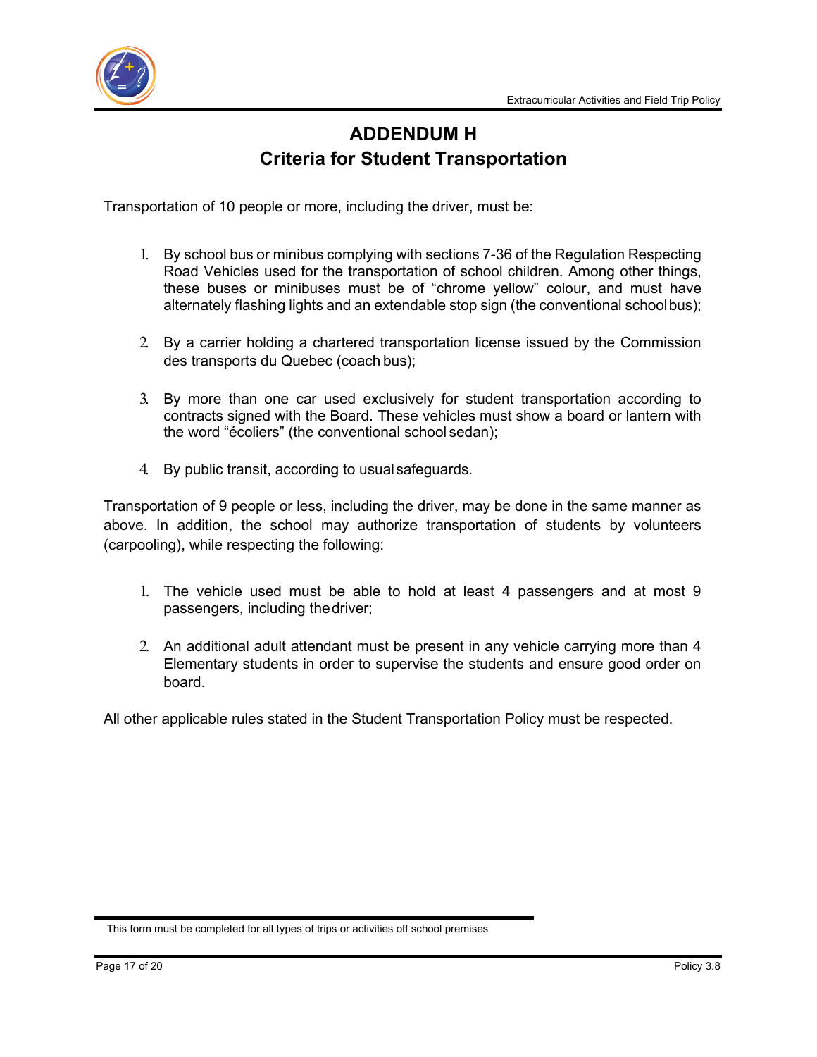# ADDENDUM H
## Criteria for Student Transportation

Transportation of 10 people or more, including the driver, must be:

1. By school bus or minibus complying with sections 7-36 of the Regulation Respecting Road Vehicles used for the transportation of school children. Among other things, these buses or minibuses must be of "chrome yellow" colour, and must have alternately flashing lights and an extendable stop sign (the conventional school bus);

2. By a carrier holding a chartered transportation license issued by the Commission des transports du Quebec (coach bus);

3. By more than one car used exclusively for student transportation according to contracts signed with the Board. These vehicles must show a board or lantern with the word "écoliers" (the conventional school sedan);

4. By public transit, according to usual safeguards.

Transportation of 9 people or less, including the driver, may be done in the same manner as above. In addition, the school may authorize transportation of students by volunteers (carpooling), while respecting the following:

1. The vehicle used must be able to hold at least 4 passengers and at most 9 passengers, including the driver;

2. An additional adult attendant must be present in any vehicle carrying more than 4 Elementary students in order to supervise the students and ensure good order on board.

All other applicable rules stated in the Student Transportation Policy must be respected.

This form must be completed for all types of trips or activities off school premises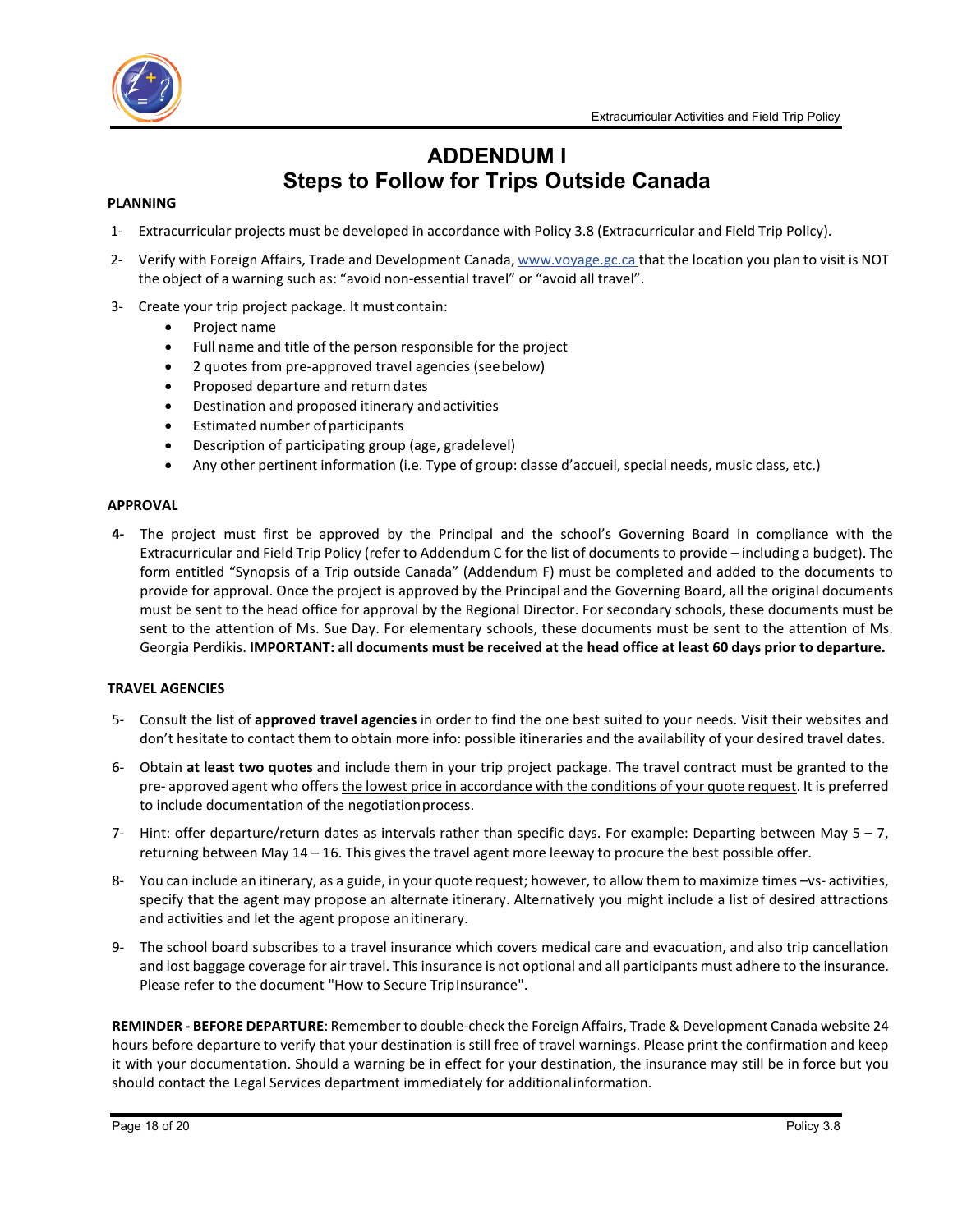# ADDENDUM I
# Steps to Follow for Trips Outside Canada

**PLANNING**

1- Extracurricular projects must be developed in accordance with Policy 3.8 (Extracurricular and Field Trip Policy).

2- Verify with Foreign Affairs, Trade and Development Canada, www.voyage.gc.ca that the location you plan to visit is NOT the object of a warning such as: "avoid non-essential travel" or "avoid all travel".

3- Create your trip project package. It must contain:

- Project name
- Full name and title of the person responsible for the project
- 2 quotes from pre-approved travel agencies (see below)
- Proposed departure and return dates
- Destination and proposed itinerary and activities
- Estimated number of participants
- Description of participating group (age, grade level)
- Any other pertinent information (i.e. Type of group: classe d'accueil, special needs, music class, etc.)

**APPROVAL**

**4-** The project must first be approved by the Principal and the school's Governing Board in compliance with the Extracurricular and Field Trip Policy (refer to Addendum C for the list of documents to provide – including a budget). The form entitled "Synopsis of a Trip outside Canada" (Addendum F) must be completed and added to the documents to provide for approval. Once the project is approved by the Principal and the Governing Board, all the original documents must be sent to the head office for approval by the Regional Director. For secondary schools, these documents must be sent to the attention of Ms. Sue Day. For elementary schools, these documents must be sent to the attention of Ms. Georgia Perdikis. **IMPORTANT: all documents must be received at the head office at least 60 days prior to departure.**

**TRAVEL AGENCIES**

5- Consult the list of **approved travel agencies** in order to find the one best suited to your needs. Visit their websites and don't hesitate to contact them to obtain more info: possible itineraries and the availability of your desired travel dates.

6- Obtain **at least two quotes** and include them in your trip project package. The travel contract must be granted to the pre- approved agent who offers <u>the lowest price in accordance with the conditions of your quote request</u>. It is preferred to include documentation of the negotiation process.

7- Hint: offer departure/return dates as intervals rather than specific days. For example: Departing between May 5 – 7, returning between May 14 – 16. This gives the travel agent more leeway to procure the best possible offer.

8- You can include an itinerary, as a guide, in your quote request; however, to allow them to maximize times –vs- activities, specify that the agent may propose an alternate itinerary. Alternatively you might include a list of desired attractions and activities and let the agent propose an itinerary.

9- The school board subscribes to a travel insurance which covers medical care and evacuation, and also trip cancellation and lost baggage coverage for air travel. This insurance is not optional and all participants must adhere to the insurance. Please refer to the document "How to Secure Trip Insurance".

**REMINDER - BEFORE DEPARTURE**: Remember to double-check the Foreign Affairs, Trade & Development Canada website 24 hours before departure to verify that your destination is still free of travel warnings. Please print the confirmation and keep it with your documentation. Should a warning be in effect for your destination, the insurance may still be in force but you should contact the Legal Services department immediately for additional information.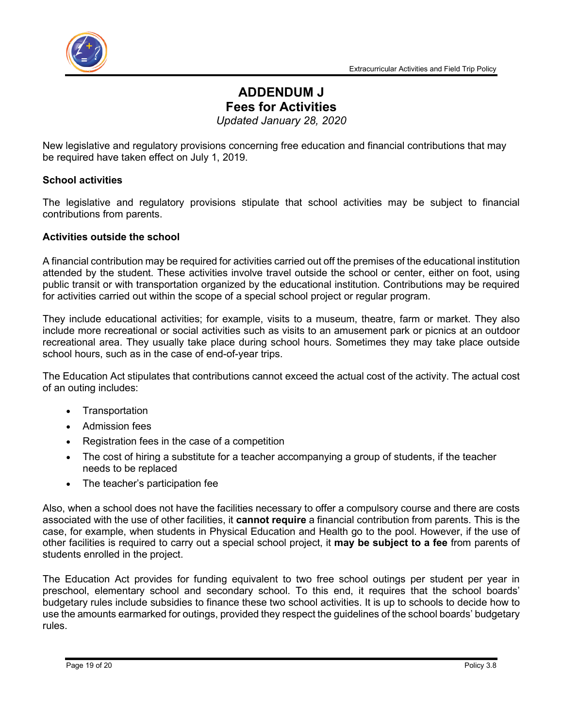# ADDENDUM J
## Fees for Activities

*Updated January 28, 2020*

New legislative and regulatory provisions concerning free education and financial contributions that may be required have taken effect on July 1, 2019.

**School activities**

The legislative and regulatory provisions stipulate that school activities may be subject to financial contributions from parents.

**Activities outside the school**

A financial contribution may be required for activities carried out off the premises of the educational institution attended by the student. These activities involve travel outside the school or center, either on foot, using public transit or with transportation organized by the educational institution. Contributions may be required for activities carried out within the scope of a special school project or regular program.

They include educational activities; for example, visits to a museum, theatre, farm or market. They also include more recreational or social activities such as visits to an amusement park or picnics at an outdoor recreational area. They usually take place during school hours. Sometimes they may take place outside school hours, such as in the case of end-of-year trips.

The Education Act stipulates that contributions cannot exceed the actual cost of the activity. The actual cost of an outing includes:

- Transportation
- Admission fees
- Registration fees in the case of a competition
- The cost of hiring a substitute for a teacher accompanying a group of students, if the teacher needs to be replaced
- The teacher's participation fee

Also, when a school does not have the facilities necessary to offer a compulsory course and there are costs associated with the use of other facilities, it **cannot require** a financial contribution from parents. This is the case, for example, when students in Physical Education and Health go to the pool. However, if the use of other facilities is required to carry out a special school project, it **may be subject to a fee** from parents of students enrolled in the project.

The Education Act provides for funding equivalent to two free school outings per student per year in preschool, elementary school and secondary school. To this end, it requires that the school boards' budgetary rules include subsidies to finance these two school activities. It is up to schools to decide how to use the amounts earmarked for outings, provided they respect the guidelines of the school boards' budgetary rules.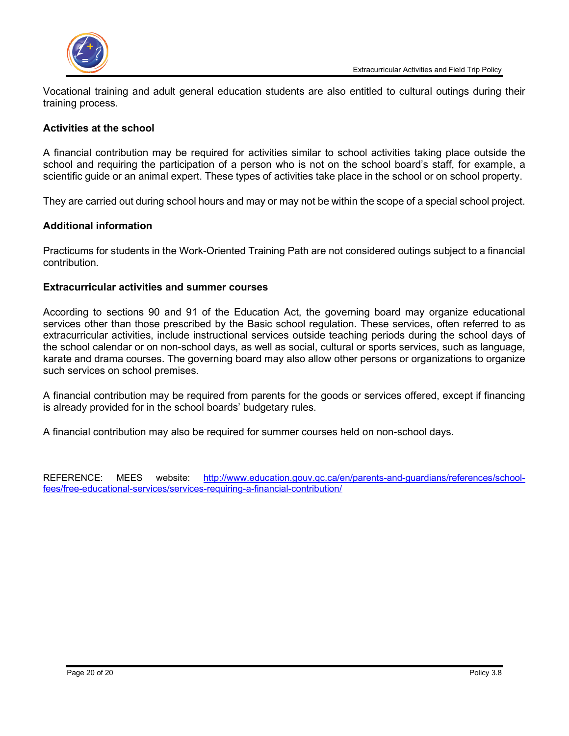Vocational training and adult general education students are also entitled to cultural outings during their training process.

**Activities at the school**

A financial contribution may be required for activities similar to school activities taking place outside the school and requiring the participation of a person who is not on the school board's staff, for example, a scientific guide or an animal expert. These types of activities take place in the school or on school property.

They are carried out during school hours and may or may not be within the scope of a special school project.

**Additional information**

Practicums for students in the Work-Oriented Training Path are not considered outings subject to a financial contribution.

**Extracurricular activities and summer courses**

According to sections 90 and 91 of the Education Act, the governing board may organize educational services other than those prescribed by the Basic school regulation. These services, often referred to as extracurricular activities, include instructional services outside teaching periods during the school days of the school calendar or on non-school days, as well as social, cultural or sports services, such as language, karate and drama courses. The governing board may also allow other persons or organizations to organize such services on school premises.

A financial contribution may be required from parents for the goods or services offered, except if financing is already provided for in the school boards' budgetary rules.

A financial contribution may also be required for summer courses held on non-school days.

REFERENCE: MEES website: [http://www.education.gouv.qc.ca/en/parents-and-guardians/references/school-fees/free-educational-services/services-requiring-a-financial-contribution/](http://www.education.gouv.qc.ca/en/parents-and-guardians/references/school-fees/free-educational-services/services-requiring-a-financial-contribution/)